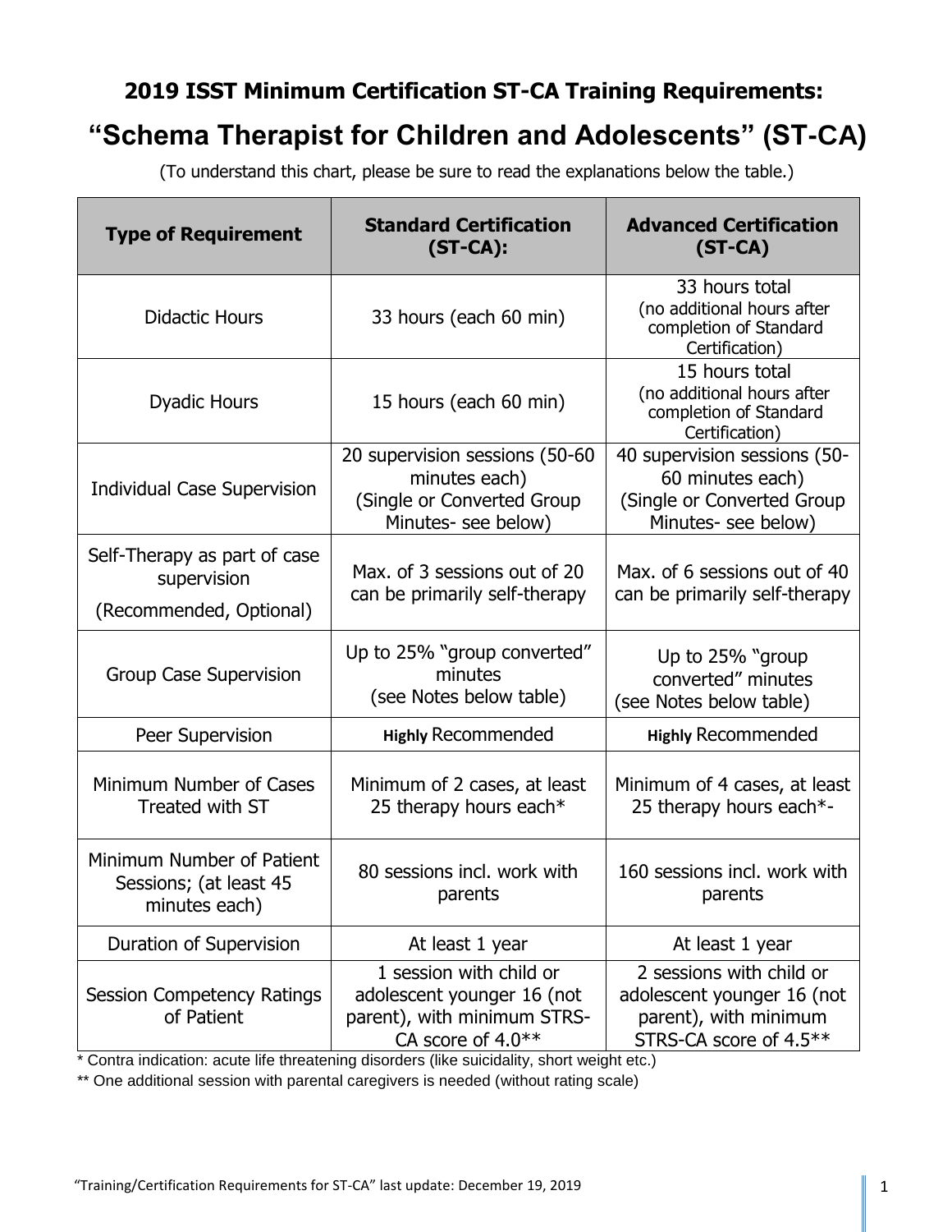## 2019 ISST Minimum Certification ST-CA Training Requirements:

# "Schema Therapist for Children and Adolescents" (ST-CA)

(To understand this chart, please be sure to read the explanations below the table.)

| **Type of Requirement** | **Standard Certification (ST-CA):** | **Advanced Certification (ST-CA)** |
|---|---|---|
| Didactic Hours | 33 hours (each 60 min) | 33 hours total (no additional hours after completion of Standard Certification) |
| Dyadic Hours | 15 hours (each 60 min) | 15 hours total (no additional hours after completion of Standard Certification) |
| Individual Case Supervision | 20 supervision sessions (50-60 minutes each) (Single or Converted Group Minutes- see below) | 40 supervision sessions (50-60 minutes each) (Single or Converted Group Minutes- see below) |
| Self-Therapy as part of case supervision (Recommended, Optional) | Max. of 3 sessions out of 20 can be primarily self-therapy | Max. of 6 sessions out of 40 can be primarily self-therapy |
| Group Case Supervision | Up to 25% "group converted" minutes (see Notes below table) | Up to 25% "group converted" minutes (see Notes below table) |
| Peer Supervision | **Highly** Recommended | **Highly** Recommended |
| Minimum Number of Cases Treated with ST | Minimum of 2 cases, at least 25 therapy hours each* | Minimum of 4 cases, at least 25 therapy hours each*- |
| Minimum Number of Patient Sessions; (at least 45 minutes each) | 80 sessions incl. work with parents | 160 sessions incl. work with parents |
| Duration of Supervision | At least 1 year | At least 1 year |
| Session Competency Ratings of Patient | 1 session with child or adolescent younger 16 (not parent), with minimum STRS-CA score of 4.0** | 2 sessions with child or adolescent younger 16 (not parent), with minimum STRS-CA score of 4.5** |

\* Contra indication: acute life threatening disorders (like suicidality, short weight etc.)

\*\* One additional session with parental caregivers is needed (without rating scale)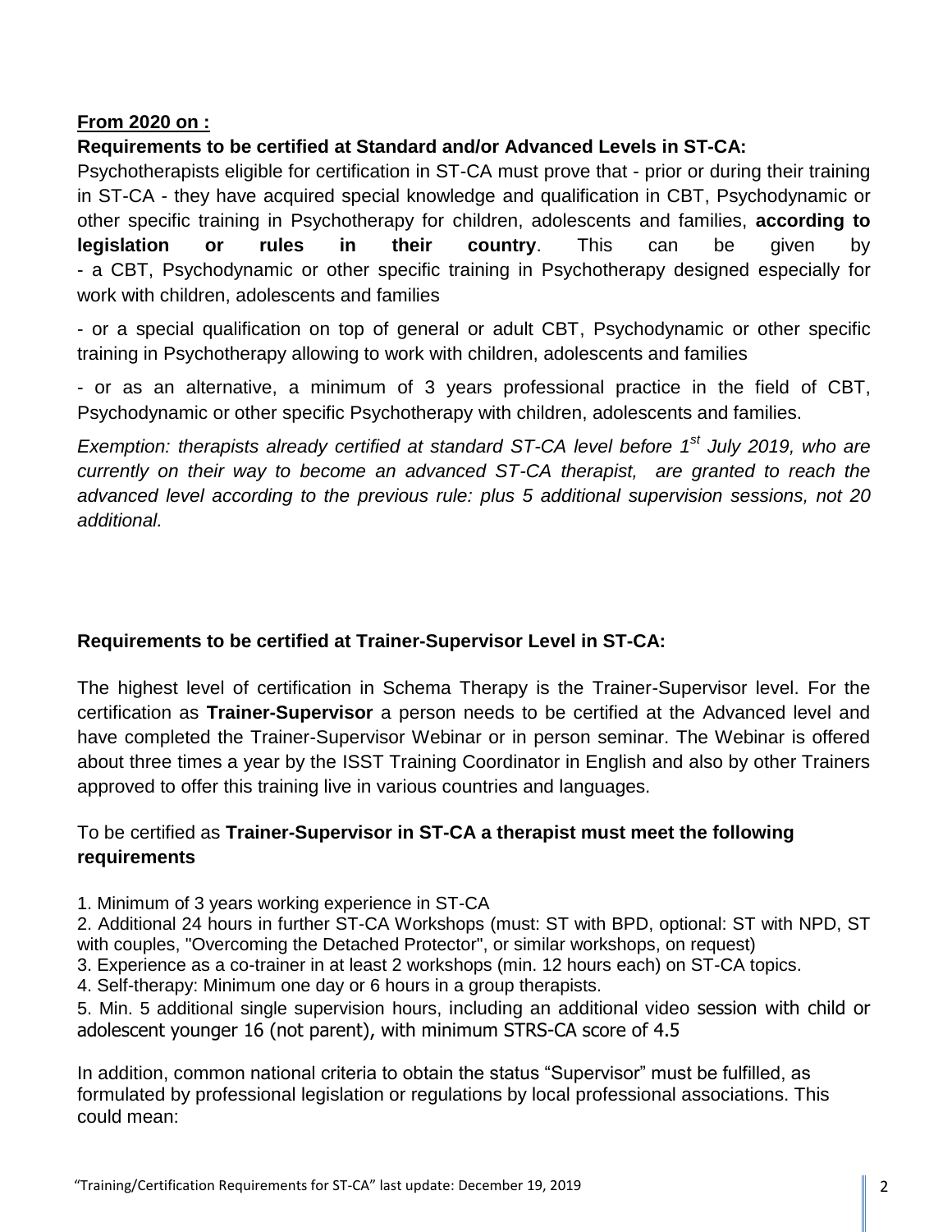**From 2020 on :**

**Requirements to be certified at Standard and/or Advanced Levels in ST-CA:**

Psychotherapists eligible for certification in ST-CA must prove that - prior or during their training in ST-CA - they have acquired special knowledge and qualification in CBT, Psychodynamic or other specific training in Psychotherapy for children, adolescents and families, **according to legislation or rules in their country**. This can be given by

- a CBT, Psychodynamic or other specific training in Psychotherapy designed especially for work with children, adolescents and families
- or a special qualification on top of general or adult CBT, Psychodynamic or other specific training in Psychotherapy allowing to work with children, adolescents and families
- or as an alternative, a minimum of 3 years professional practice in the field of CBT, Psychodynamic or other specific Psychotherapy with children, adolescents and families.

*Exemption: therapists already certified at standard ST-CA level before 1st July 2019, who are currently on their way to become an advanced ST-CA therapist, are granted to reach the advanced level according to the previous rule: plus 5 additional supervision sessions, not 20 additional.*

**Requirements to be certified at Trainer-Supervisor Level in ST-CA:**

The highest level of certification in Schema Therapy is the Trainer-Supervisor level. For the certification as **Trainer-Supervisor** a person needs to be certified at the Advanced level and have completed the Trainer-Supervisor Webinar or in person seminar. The Webinar is offered about three times a year by the ISST Training Coordinator in English and also by other Trainers approved to offer this training live in various countries and languages.

To be certified as **Trainer-Supervisor in ST-CA a therapist must meet the following requirements**

1. Minimum of 3 years working experience in ST-CA
2. Additional 24 hours in further ST-CA Workshops (must: ST with BPD, optional: ST with NPD, ST with couples, "Overcoming the Detached Protector", or similar workshops, on request)
3. Experience as a co-trainer in at least 2 workshops (min. 12 hours each) on ST-CA topics.
4. Self-therapy: Minimum one day or 6 hours in a group therapists.
5. Min. 5 additional single supervision hours, including an additional video session with child or adolescent younger 16 (not parent), with minimum STRS-CA score of 4.5

In addition, common national criteria to obtain the status "Supervisor" must be fulfilled, as formulated by professional legislation or regulations by local professional associations. This could mean: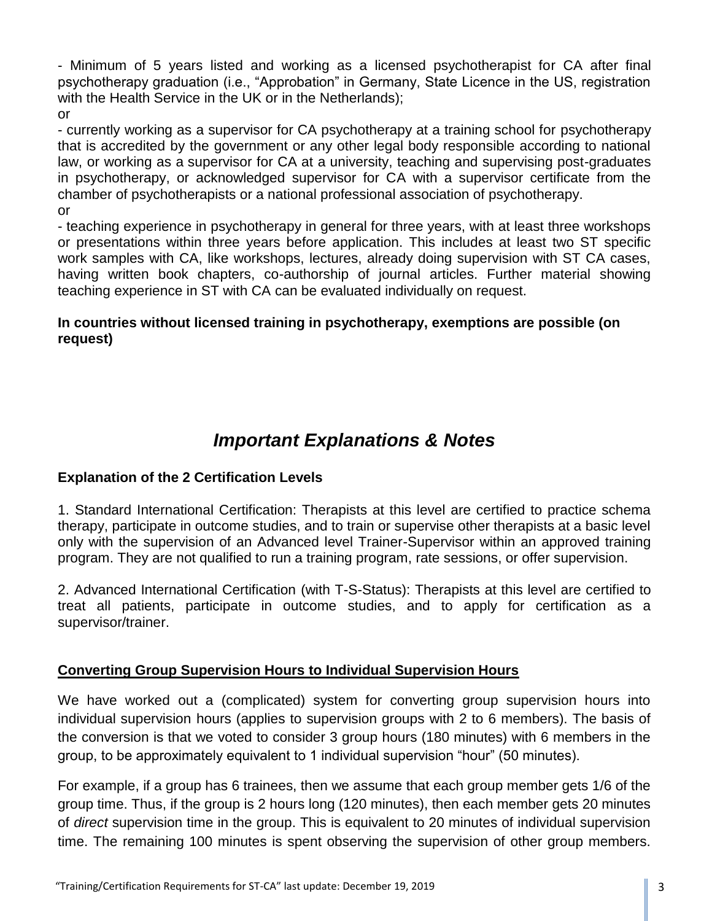- Minimum of 5 years listed and working as a licensed psychotherapist for CA after final psychotherapy graduation (i.e., "Approbation" in Germany, State Licence in the US, registration with the Health Service in the UK or in the Netherlands);

or

- currently working as a supervisor for CA psychotherapy at a training school for psychotherapy that is accredited by the government or any other legal body responsible according to national law, or working as a supervisor for CA at a university, teaching and supervising post-graduates in psychotherapy, or acknowledged supervisor for CA with a supervisor certificate from the chamber of psychotherapists or a national professional association of psychotherapy.

or

- teaching experience in psychotherapy in general for three years, with at least three workshops or presentations within three years before application. This includes at least two ST specific work samples with CA, like workshops, lectures, already doing supervision with ST CA cases, having written book chapters, co-authorship of journal articles. Further material showing teaching experience in ST with CA can be evaluated individually on request.

**In countries without licensed training in psychotherapy, exemptions are possible (on request)**

# *Important Explanations & Notes*

**Explanation of the 2 Certification Levels**

1. Standard International Certification: Therapists at this level are certified to practice schema therapy, participate in outcome studies, and to train or supervise other therapists at a basic level only with the supervision of an Advanced level Trainer-Supervisor within an approved training program. They are not qualified to run a training program, rate sessions, or offer supervision.

2. Advanced International Certification (with T-S-Status): Therapists at this level are certified to treat all patients, participate in outcome studies, and to apply for certification as a supervisor/trainer.

**Converting Group Supervision Hours to Individual Supervision Hours**

We have worked out a (complicated) system for converting group supervision hours into individual supervision hours (applies to supervision groups with 2 to 6 members). The basis of the conversion is that we voted to consider 3 group hours (180 minutes) with 6 members in the group, to be approximately equivalent to 1 individual supervision "hour" (50 minutes).

For example, if a group has 6 trainees, then we assume that each group member gets 1/6 of the group time. Thus, if the group is 2 hours long (120 minutes), then each member gets 20 minutes of *direct* supervision time in the group. This is equivalent to 20 minutes of individual supervision time. The remaining 100 minutes is spent observing the supervision of other group members.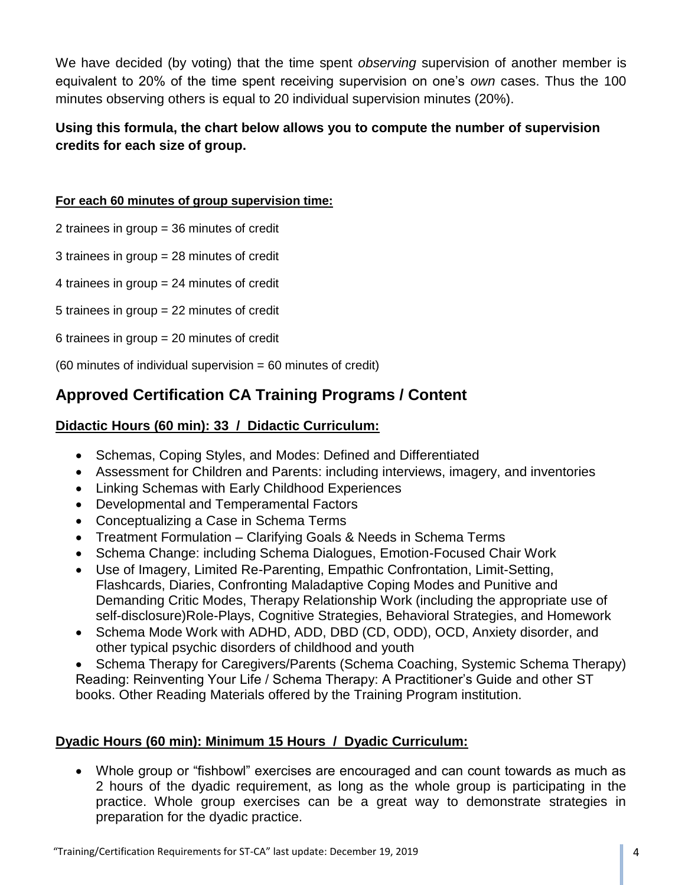We have decided (by voting) that the time spent *observing* supervision of another member is equivalent to 20% of the time spent receiving supervision on one's *own* cases. Thus the 100 minutes observing others is equal to 20 individual supervision minutes (20%).

**Using this formula, the chart below allows you to compute the number of supervision credits for each size of group.**

**For each 60 minutes of group supervision time:**

2 trainees in group = 36 minutes of credit

3 trainees in group = 28 minutes of credit

4 trainees in group = 24 minutes of credit

5 trainees in group = 22 minutes of credit

6 trainees in group = 20 minutes of credit

(60 minutes of individual supervision = 60 minutes of credit)

## Approved Certification CA Training Programs / Content

**Didactic Hours (60 min): 33 / Didactic Curriculum:**

- Schemas, Coping Styles, and Modes: Defined and Differentiated
- Assessment for Children and Parents: including interviews, imagery, and inventories
- Linking Schemas with Early Childhood Experiences
- Developmental and Temperamental Factors
- Conceptualizing a Case in Schema Terms
- Treatment Formulation – Clarifying Goals & Needs in Schema Terms
- Schema Change: including Schema Dialogues, Emotion-Focused Chair Work
- Use of Imagery, Limited Re-Parenting, Empathic Confrontation, Limit-Setting, Flashcards, Diaries, Confronting Maladaptive Coping Modes and Punitive and Demanding Critic Modes, Therapy Relationship Work (including the appropriate use of self-disclosure)Role-Plays, Cognitive Strategies, Behavioral Strategies, and Homework
- Schema Mode Work with ADHD, ADD, DBD (CD, ODD), OCD, Anxiety disorder, and other typical psychic disorders of childhood and youth
- Schema Therapy for Caregivers/Parents (Schema Coaching, Systemic Schema Therapy)

Reading: Reinventing Your Life / Schema Therapy: A Practitioner's Guide and other ST books. Other Reading Materials offered by the Training Program institution.

**Dyadic Hours (60 min): Minimum 15 Hours / Dyadic Curriculum:**

- Whole group or "fishbowl" exercises are encouraged and can count towards as much as 2 hours of the dyadic requirement, as long as the whole group is participating in the practice. Whole group exercises can be a great way to demonstrate strategies in preparation for the dyadic practice.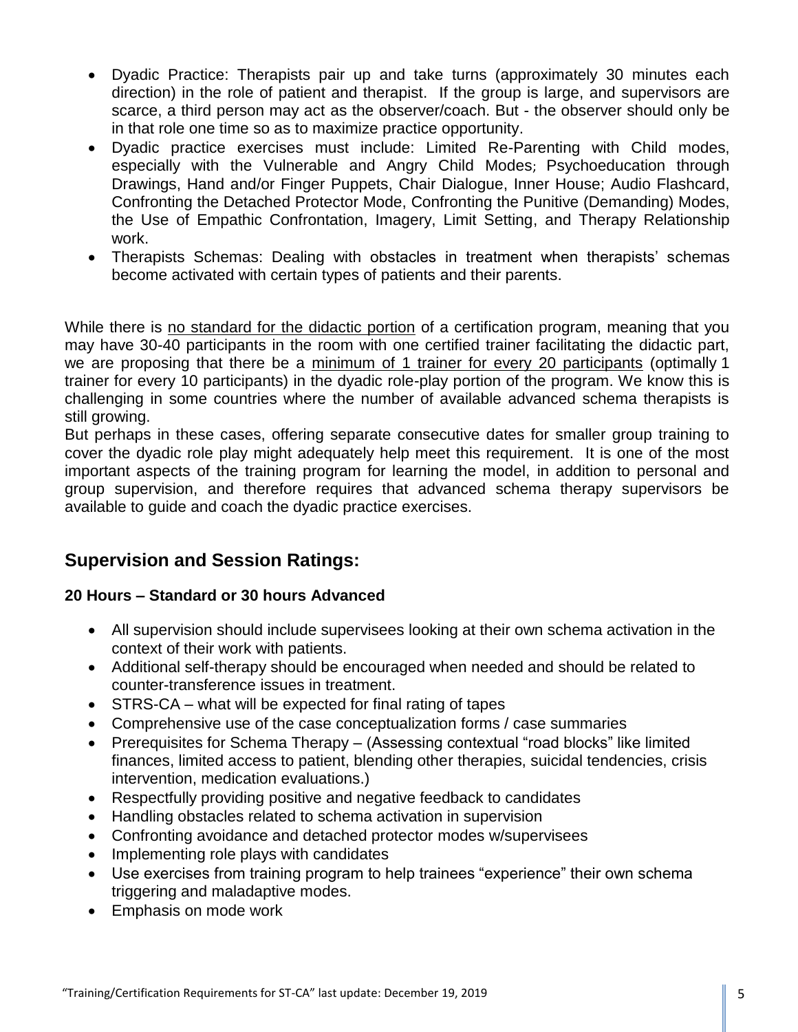- Dyadic Practice: Therapists pair up and take turns (approximately 30 minutes each direction) in the role of patient and therapist. If the group is large, and supervisors are scarce, a third person may act as the observer/coach. But - the observer should only be in that role one time so as to maximize practice opportunity.
- Dyadic practice exercises must include: Limited Re-Parenting with Child modes, especially with the Vulnerable and Angry Child Modes; Psychoeducation through Drawings, Hand and/or Finger Puppets, Chair Dialogue, Inner House; Audio Flashcard, Confronting the Detached Protector Mode, Confronting the Punitive (Demanding) Modes, the Use of Empathic Confrontation, Imagery, Limit Setting, and Therapy Relationship work.
- Therapists Schemas: Dealing with obstacles in treatment when therapists' schemas become activated with certain types of patients and their parents.

While there is no standard for the didactic portion of a certification program, meaning that you may have 30-40 participants in the room with one certified trainer facilitating the didactic part, we are proposing that there be a minimum of 1 trainer for every 20 participants (optimally 1 trainer for every 10 participants) in the dyadic role-play portion of the program. We know this is challenging in some countries where the number of available advanced schema therapists is still growing.

But perhaps in these cases, offering separate consecutive dates for smaller group training to cover the dyadic role play might adequately help meet this requirement. It is one of the most important aspects of the training program for learning the model, in addition to personal and group supervision, and therefore requires that advanced schema therapy supervisors be available to guide and coach the dyadic practice exercises.

## Supervision and Session Ratings:

### 20 Hours – Standard or 30 hours Advanced

- All supervision should include supervisees looking at their own schema activation in the context of their work with patients.
- Additional self-therapy should be encouraged when needed and should be related to counter-transference issues in treatment.
- STRS-CA – what will be expected for final rating of tapes
- Comprehensive use of the case conceptualization forms / case summaries
- Prerequisites for Schema Therapy – (Assessing contextual "road blocks" like limited finances, limited access to patient, blending other therapies, suicidal tendencies, crisis intervention, medication evaluations.)
- Respectfully providing positive and negative feedback to candidates
- Handling obstacles related to schema activation in supervision
- Confronting avoidance and detached protector modes w/supervisees
- Implementing role plays with candidates
- Use exercises from training program to help trainees "experience" their own schema triggering and maladaptive modes.
- Emphasis on mode work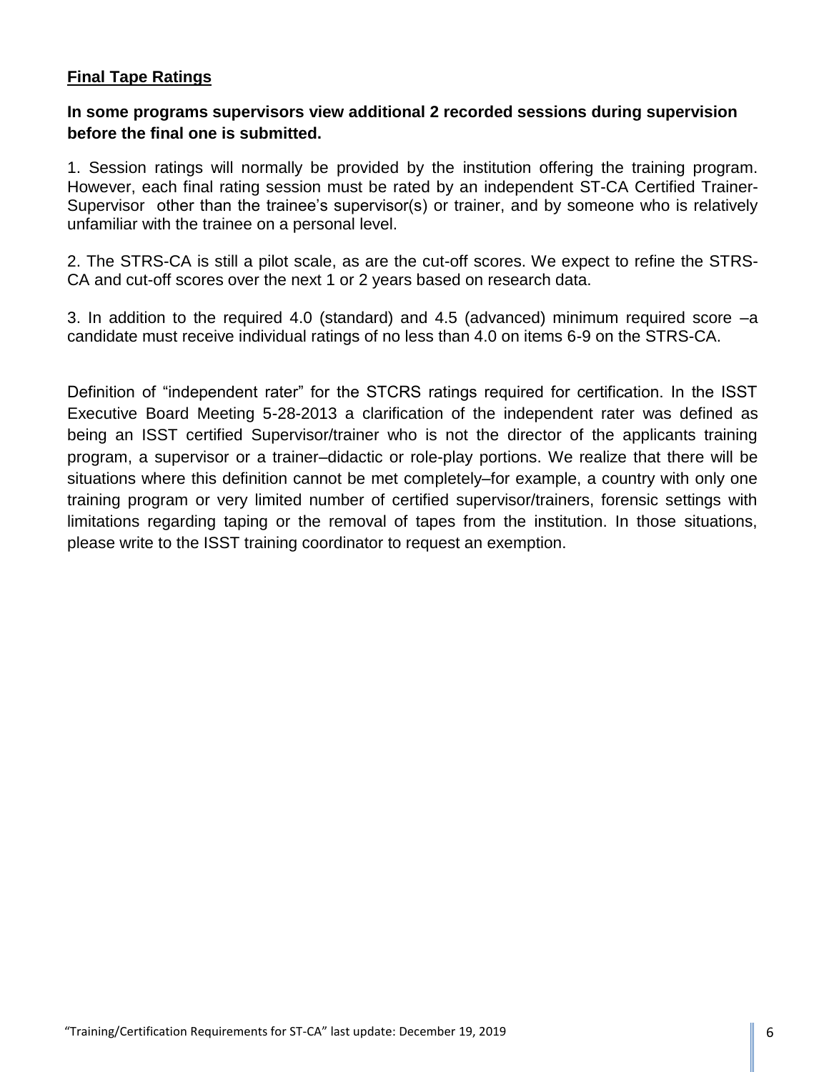**<u>Final Tape Ratings</u>**

**In some programs supervisors view additional 2 recorded sessions during supervision before the final one is submitted.**

1. Session ratings will normally be provided by the institution offering the training program. However, each final rating session must be rated by an independent ST-CA Certified Trainer-Supervisor other than the trainee's supervisor(s) or trainer, and by someone who is relatively unfamiliar with the trainee on a personal level.

2. The STRS-CA is still a pilot scale, as are the cut-off scores. We expect to refine the STRS-CA and cut-off scores over the next 1 or 2 years based on research data.

3. In addition to the required 4.0 (standard) and 4.5 (advanced) minimum required score –a candidate must receive individual ratings of no less than 4.0 on items 6-9 on the STRS-CA.

Definition of "independent rater" for the STCRS ratings required for certification. In the ISST Executive Board Meeting 5-28-2013 a clarification of the independent rater was defined as being an ISST certified Supervisor/trainer who is not the director of the applicants training program, a supervisor or a trainer–didactic or role-play portions. We realize that there will be situations where this definition cannot be met completely–for example, a country with only one training program or very limited number of certified supervisor/trainers, forensic settings with limitations regarding taping or the removal of tapes from the institution. In those situations, please write to the ISST training coordinator to request an exemption.